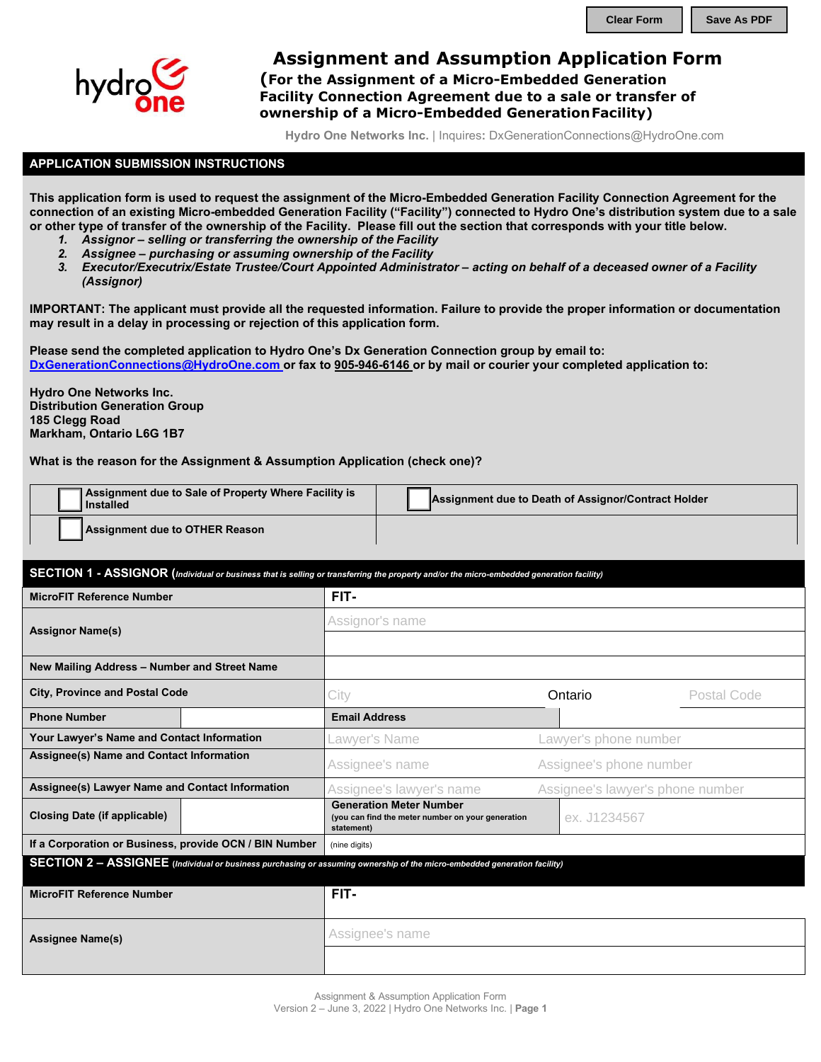Clear Form | Save As PDF

# Assignment and Assumption Application Form

## (For the Assignment of a Micro-Embedded Generation Facility Connection Agreement due to a sale or transfer of ownership of a Micro-Embedded Generation Facility)

**Hydro One Networks Inc.** | Inquires: DxGenerationConnections@HydroOne.com

## APPLICATION SUBMISSION INSTRUCTIONS

**This application form is used to request the assignment of the Micro-Embedded Generation Facility Connection Agreement for the connection of an existing Micro-embedded Generation Facility ("Facility") connected to Hydro One's distribution system due to a sale or other type of transfer of the ownership of the Facility. Please fill out the section that corresponds with your title below.**

1. ***Assignor – selling or transferring the ownership of the Facility***
2. ***Assignee – purchasing or assuming ownership of the Facility***
3. ***Executor/Executrix/Estate Trustee/Court Appointed Administrator – acting on behalf of a deceased owner of a Facility (Assignor)***

**IMPORTANT: The applicant must provide all the requested information. Failure to provide the proper information or documentation may result in a delay in processing or rejection of this application form.**

**Please send the completed application to Hydro One's Dx Generation Connection group by email to: DxGenerationConnections@HydroOne.com or fax to 905-946-6146 or by mail or courier your completed application to:**

**Hydro One Networks Inc.**
**Distribution Generation Group**
**185 Clegg Road**
**Markham, Ontario L6G 1B7**

**What is the reason for the Assignment & Assumption Application (check one)?**

| | |
|---|---|
| ☐ Assignment due to Sale of Property Where Facility is Installed | ☐ Assignment due to Death of Assignor/Contract Holder |
| ☐ Assignment due to OTHER Reason | |

## SECTION 1 - ASSIGNOR *(Individual or business that is selling or transferring the property and/or the micro-embedded generation facility)*

| | | | |
|---|---|---|---|
| **MicroFIT Reference Number** | FIT- | | |
| **Assignor Name(s)** | Assignor's name | | |
| **New Mailing Address – Number and Street Name** | | | |
| **City, Province and Postal Code** | City | Ontario | Postal Code |
| **Phone Number** | | **Email Address** | |
| **Your Lawyer's Name and Contact Information** | Lawyer's Name | Lawyer's phone number | |
| **Assignee(s) Name and Contact Information** | Assignee's name | Assignee's phone number | |
| **Assignee(s) Lawyer Name and Contact Information** | Assignee's lawyer's name | Assignee's lawyer's phone number | |
| **Closing Date (if applicable)** | | **Generation Meter Number** (you can find the meter number on your generation statement) | ex. J1234567 |
| **If a Corporation or Business, provide OCN / BIN Number** | (nine digits) | | |

## SECTION 2 – ASSIGNEE *(Individual or business purchasing or assuming ownership of the micro-embedded generation facility)*

| | |
|---|---|
| **MicroFIT Reference Number** | FIT- |
| **Assignee Name(s)** | Assignee's name |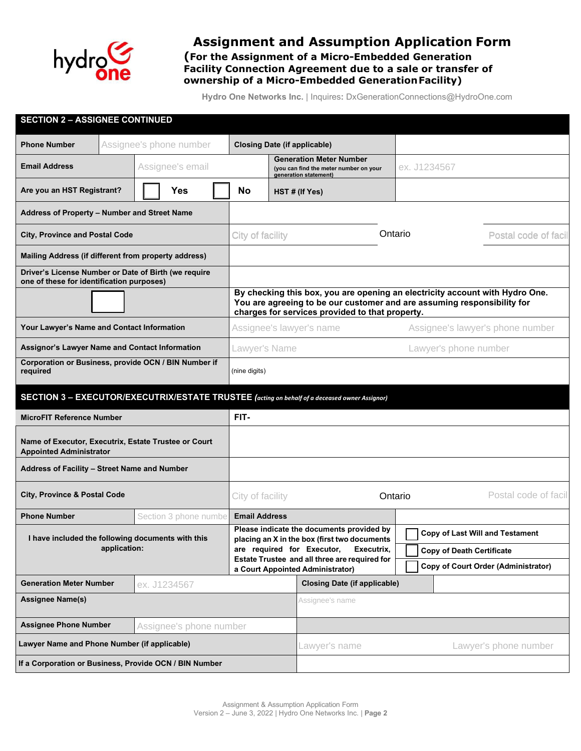# Assignment and Assumption Application Form

**(For the Assignment of a Micro-Embedded Generation Facility Connection Agreement due to a sale or transfer of ownership of a Micro-Embedded Generation Facility)**

**Hydro One Networks Inc.** | Inquires: DxGenerationConnections@HydroOne.com

## SECTION 2 – ASSIGNEE CONTINUED

| | | | |
|---|---|---|---|
| **Phone Number** | Assignee's phone number | **Closing Date (if applicable)** | |
| **Email Address** | Assignee's email | **Generation Meter Number** (you can find the meter number on your generation statement) | ex. J1234567 |
| **Are you an HST Registrant?** | ☐ Yes ☐ No | **HST # (If Yes)** | |
| **Address of Property – Number and Street Name** | | | |
| **City, Province and Postal Code** | City of facility | Ontario | Postal code of facil |
| **Mailing Address (if different from property address)** | | | |
| **Driver's License Number or Date of Birth (we require one of these for identification purposes)** | | | |
| ☐ | **By checking this box, you are opening an electricity account with Hydro One. You are agreeing to be our customer and are assuming responsibility for charges for services provided to that property.** | | |
| **Your Lawyer's Name and Contact Information** | Assignee's lawyer's name | Assignee's lawyer's phone number | |
| **Assignor's Lawyer Name and Contact Information** | Lawyer's Name | Lawyer's phone number | |
| **Corporation or Business, provide OCN / BIN Number if required** | (nine digits) | | |

## SECTION 3 – EXECUTOR/EXECUTRIX/ESTATE TRUSTEE *(acting on behalf of a deceased owner Assignor)*

| | | | |
|---|---|---|---|
| **MicroFIT Reference Number** | FIT- | | |
| **Name of Executor, Executrix, Estate Trustee or Court Appointed Administrator** | | | |
| **Address of Facility – Street Name and Number** | | | |
| **City, Province & Postal Code** | City of facility | Ontario | Postal code of facil |
| **Phone Number** | Section 3 phone numbe | **Email Address** | |
| **I have included the following documents with this application:** | **Please indicate the documents provided by placing an X in the box (first two documents are required for Executor, Executrix, Estate Trustee and all three are required for a Court Appointed Administrator)** | ☐ **Copy of Last Will and Testament**<br>☐ **Copy of Death Certificate**<br>☐ **Copy of Court Order (Administrator)** | |
| **Generation Meter Number** | ex. J1234567 | **Closing Date (if applicable)** | |
| **Assignee Name(s)** | | Assignee's name | |
| **Assignee Phone Number** | Assignee's phone number | | |
| **Lawyer Name and Phone Number (if applicable)** | | Lawyer's name | Lawyer's phone number |
| **If a Corporation or Business, Provide OCN / BIN Number** | | | |

Assignment & Assumption Application Form
Version 2 – June 3, 2022 | Hydro One Networks Inc.